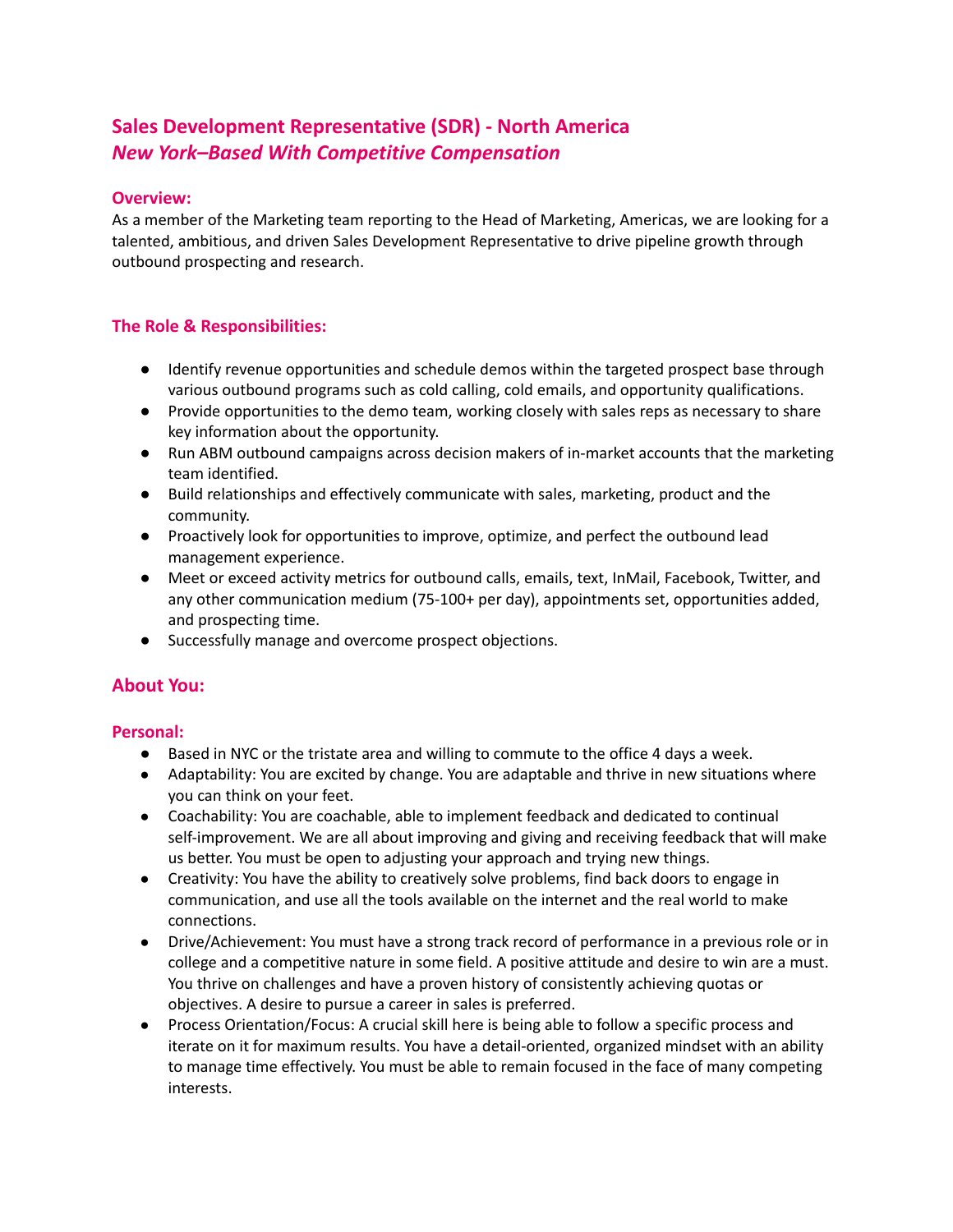# Sales Development Representative (SDR) - North America
## *New York–Based With Competitive Compensation*

### Overview:

As a member of the Marketing team reporting to the Head of Marketing, Americas, we are looking for a talented, ambitious, and driven Sales Development Representative to drive pipeline growth through outbound prospecting and research.

### The Role & Responsibilities:

- Identify revenue opportunities and schedule demos within the targeted prospect base through various outbound programs such as cold calling, cold emails, and opportunity qualifications.
- Provide opportunities to the demo team, working closely with sales reps as necessary to share key information about the opportunity.
- Run ABM outbound campaigns across decision makers of in-market accounts that the marketing team identified.
- Build relationships and effectively communicate with sales, marketing, product and the community.
- Proactively look for opportunities to improve, optimize, and perfect the outbound lead management experience.
- Meet or exceed activity metrics for outbound calls, emails, text, InMail, Facebook, Twitter, and any other communication medium (75-100+ per day), appointments set, opportunities added, and prospecting time.
- Successfully manage and overcome prospect objections.

## About You:

### Personal:

- Based in NYC or the tristate area and willing to commute to the office 4 days a week.
- Adaptability: You are excited by change. You are adaptable and thrive in new situations where you can think on your feet.
- Coachability: You are coachable, able to implement feedback and dedicated to continual self-improvement. We are all about improving and giving and receiving feedback that will make us better. You must be open to adjusting your approach and trying new things.
- Creativity: You have the ability to creatively solve problems, find back doors to engage in communication, and use all the tools available on the internet and the real world to make connections.
- Drive/Achievement: You must have a strong track record of performance in a previous role or in college and a competitive nature in some field. A positive attitude and desire to win are a must. You thrive on challenges and have a proven history of consistently achieving quotas or objectives. A desire to pursue a career in sales is preferred.
- Process Orientation/Focus: A crucial skill here is being able to follow a specific process and iterate on it for maximum results. You have a detail-oriented, organized mindset with an ability to manage time effectively. You must be able to remain focused in the face of many competing interests.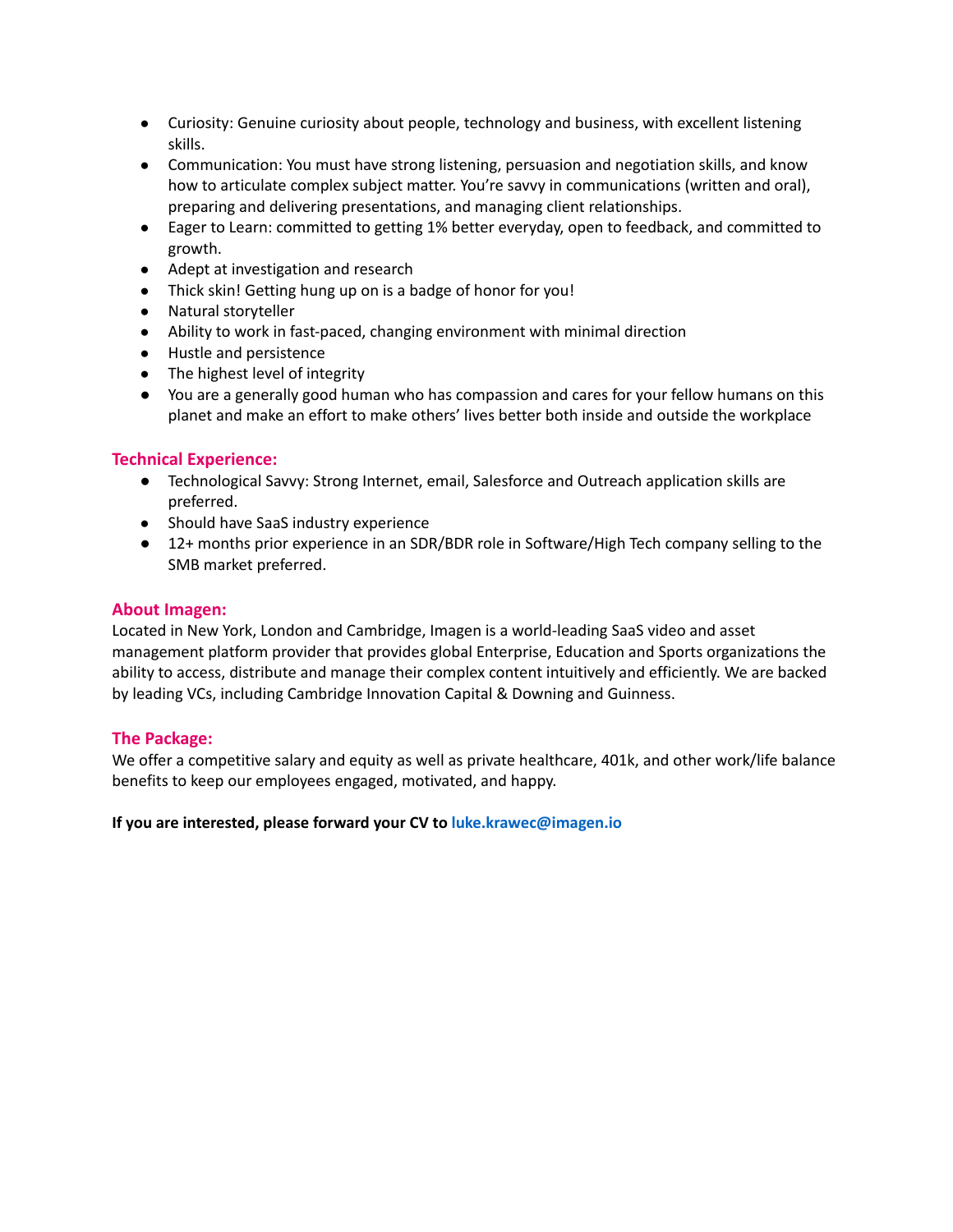- Curiosity: Genuine curiosity about people, technology and business, with excellent listening skills.
- Communication: You must have strong listening, persuasion and negotiation skills, and know how to articulate complex subject matter. You're savvy in communications (written and oral), preparing and delivering presentations, and managing client relationships.
- Eager to Learn: committed to getting 1% better everyday, open to feedback, and committed to growth.
- Adept at investigation and research
- Thick skin! Getting hung up on is a badge of honor for you!
- Natural storyteller
- Ability to work in fast-paced, changing environment with minimal direction
- Hustle and persistence
- The highest level of integrity
- You are a generally good human who has compassion and cares for your fellow humans on this planet and make an effort to make others' lives better both inside and outside the workplace

## Technical Experience:

- Technological Savvy: Strong Internet, email, Salesforce and Outreach application skills are preferred.
- Should have SaaS industry experience
- 12+ months prior experience in an SDR/BDR role in Software/High Tech company selling to the SMB market preferred.

## About Imagen:

Located in New York, London and Cambridge, Imagen is a world-leading SaaS video and asset management platform provider that provides global Enterprise, Education and Sports organizations the ability to access, distribute and manage their complex content intuitively and efficiently. We are backed by leading VCs, including Cambridge Innovation Capital & Downing and Guinness.

## The Package:

We offer a competitive salary and equity as well as private healthcare, 401k, and other work/life balance benefits to keep our employees engaged, motivated, and happy.

**If you are interested, please forward your CV to luke.krawec@imagen.io**